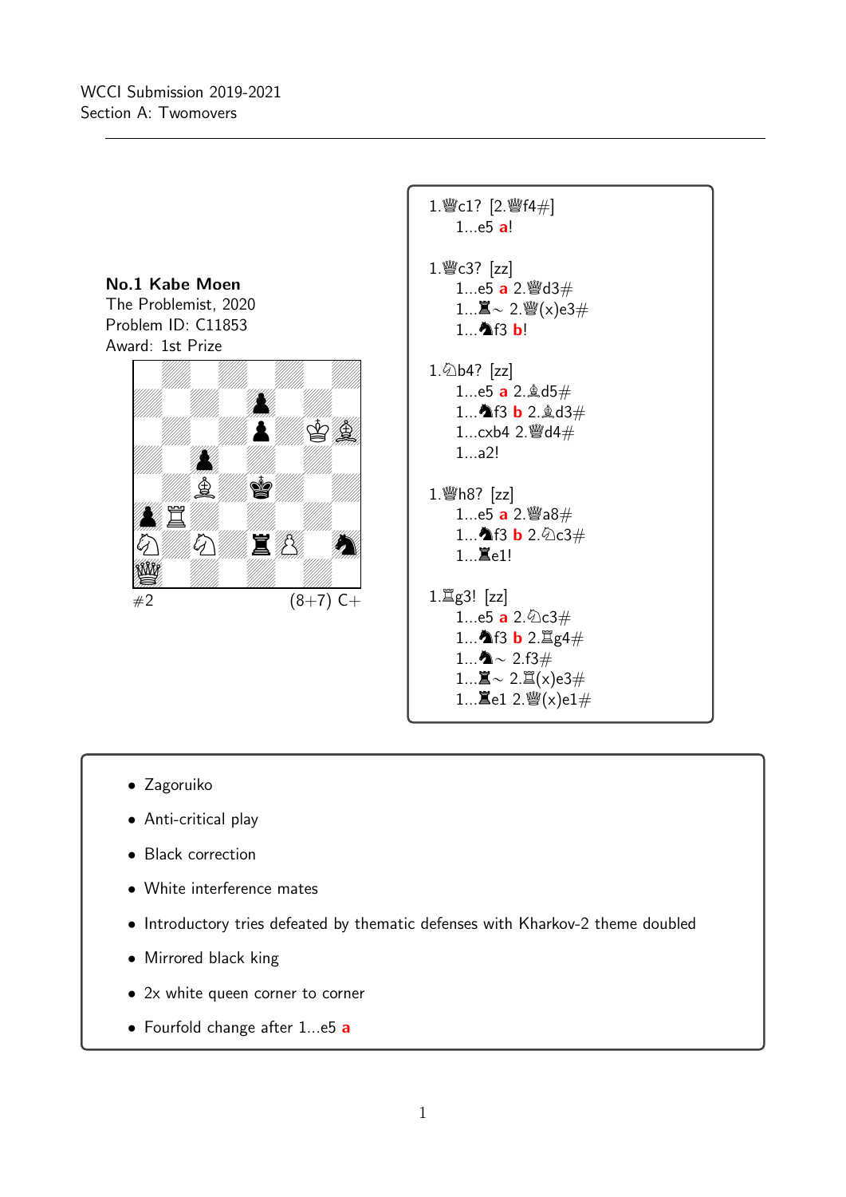WCCI Submission 2019-2021
Section A: Twomovers

---

**No.1 Kabe Moen**
The Problemist, 2020
Problem ID: C11853
Award: 1st Prize

#2 (8+7) C+

1.♕c1? [2.♕f4#]
1...e5 **a**!

1.♕c3? [zz]
1...e5 **a** 2.♕d3#
1...♜~ 2.♕(x)e3#
1...♞f3 **b**!

1.♘b4? [zz]
1...e5 **a** 2.♗d5#
1...♞f3 **b** 2.♗d3#
1...cxb4 2.♕d4#
1...a2!

1.♕h8? [zz]
1...e5 **a** 2.♕a8#
1...♞f3 **b** 2.♘c3#
1...♜e1!

1.♖g3! [zz]
1...e5 **a** 2.♘c3#
1...♞f3 **b** 2.♖g4#
1...♞~ 2.f3#
1...♜~ 2.♖(x)e3#
1...♜e1 2.♕(x)e1#

- Zagoruiko
- Anti-critical play
- Black correction
- White interference mates
- Introductory tries defeated by thematic defenses with Kharkov-2 theme doubled
- Mirrored black king
- 2x white queen corner to corner
- Fourfold change after 1...e5 **a**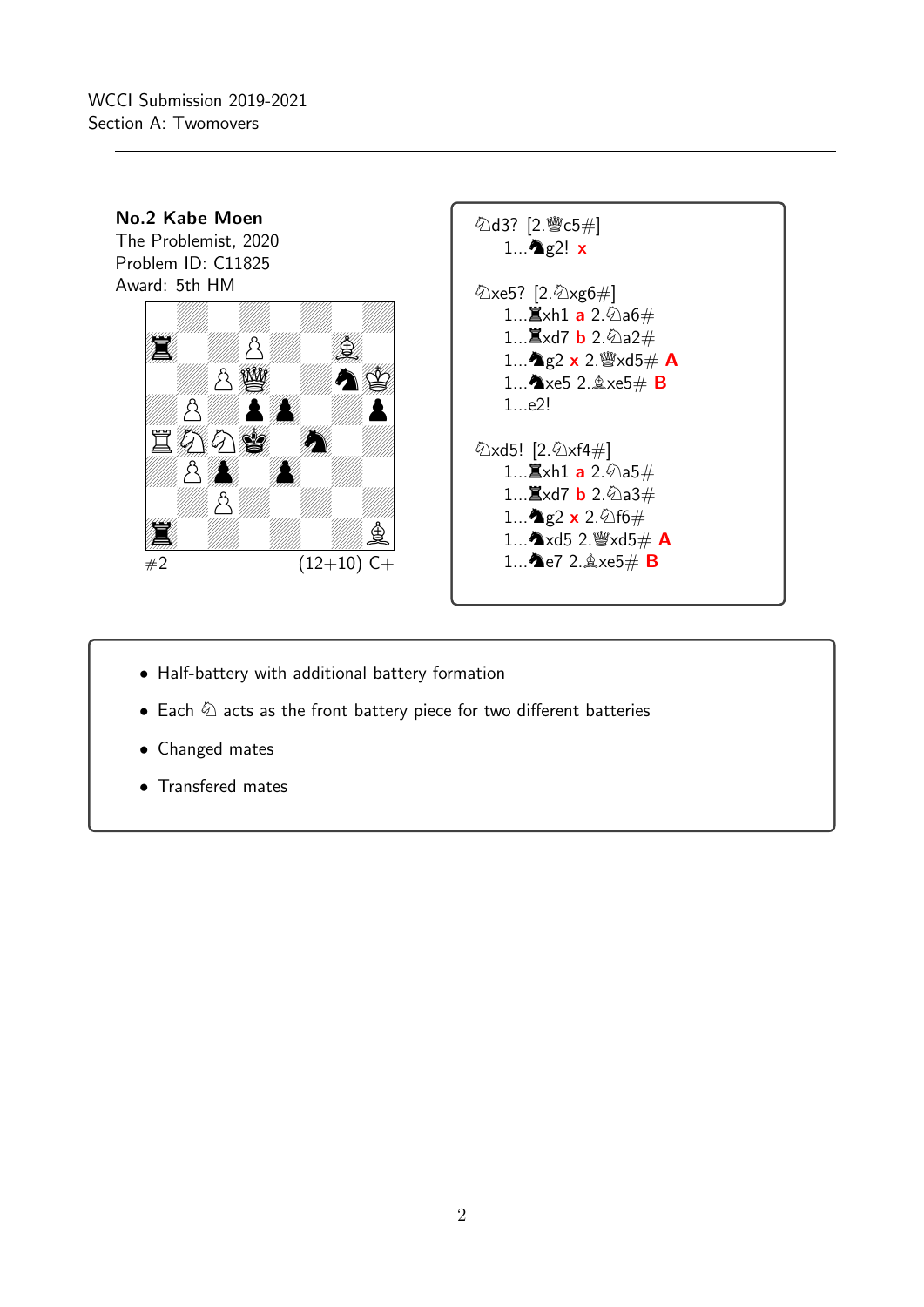WCCI Submission 2019-2021
Section A: Twomovers

**No.2 Kabe Moen**
The Problemist, 2020
Problem ID: C11825
Award: 5th HM

#2 (12+10) C+

♘d3? [2.♕c5#]
1...♞g2! **x**

♘xe5? [2.♘xg6#]
1...♜xh1 **a** 2.♘a6#
1...♜xd7 **b** 2.♘a2#
1...♞g2 **x** 2.♕xd5# **A**
1...♞xe5 2.♗xe5# **B**
1...e2!

♘xd5! [2.♘xf4#]
1...♜xh1 **a** 2.♘a5#
1...♜xd7 **b** 2.♘a3#
1...♞g2 **x** 2.♘f6#
1...♞xd5 2.♕xd5# **A**
1...♞e7 2.♗xe5# **B**

- Half-battery with additional battery formation
- Each ♘ acts as the front battery piece for two different batteries
- Changed mates
- Transfered mates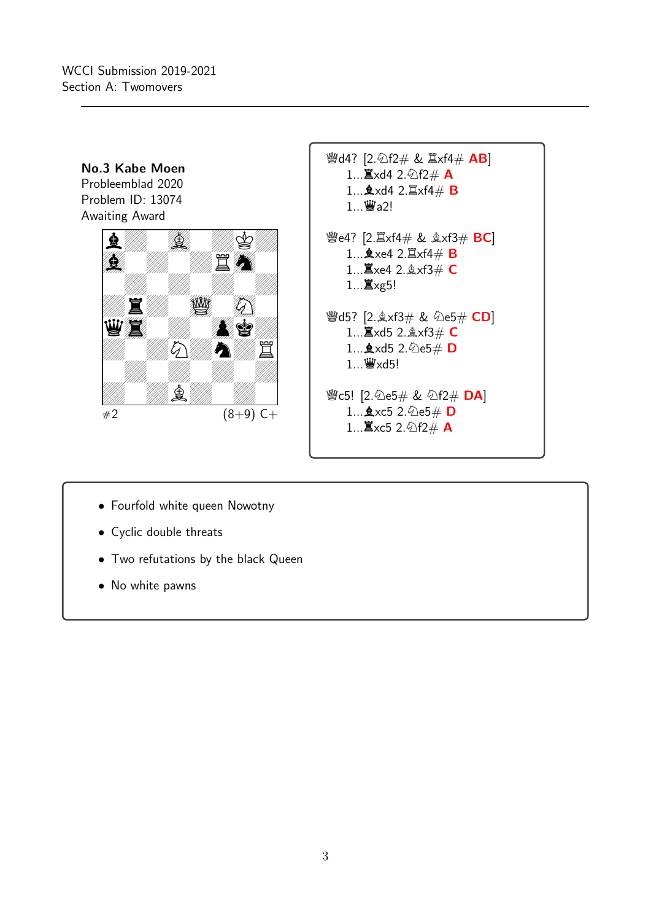WCCI Submission 2019-2021
Section A: Twomovers

**No.3 Kabe Moen**
Probleemblad 2020
Problem ID: 13074
Awaiting Award

#2 (8+9) C+

♕d4? [2.♘f2# & ♖xf4# **AB**]
1...♜xd4 2.♘f2# **A**
1...♝xd4 2.♖xf4# **B**
1...♛a2!

♕e4? [2.♖xf4# & ♗xf3# **BC**]
1...♝xe4 2.♖xf4# **B**
1...♜xe4 2.♗xf3# **C**
1...♜xg5!

♕d5? [2.♗xf3# & ♘e5# **CD**]
1...♜xd5 2.♗xf3# **C**
1...♝xd5 2.♘e5# **D**
1...♛xd5!

♕c5! [2.♘e5# & ♘f2# **DA**]
1...♝xc5 2.♘e5# **D**
1...♜xc5 2.♘f2# **A**

- Fourfold white queen Nowotny
- Cyclic double threats
- Two refutations by the black Queen
- No white pawns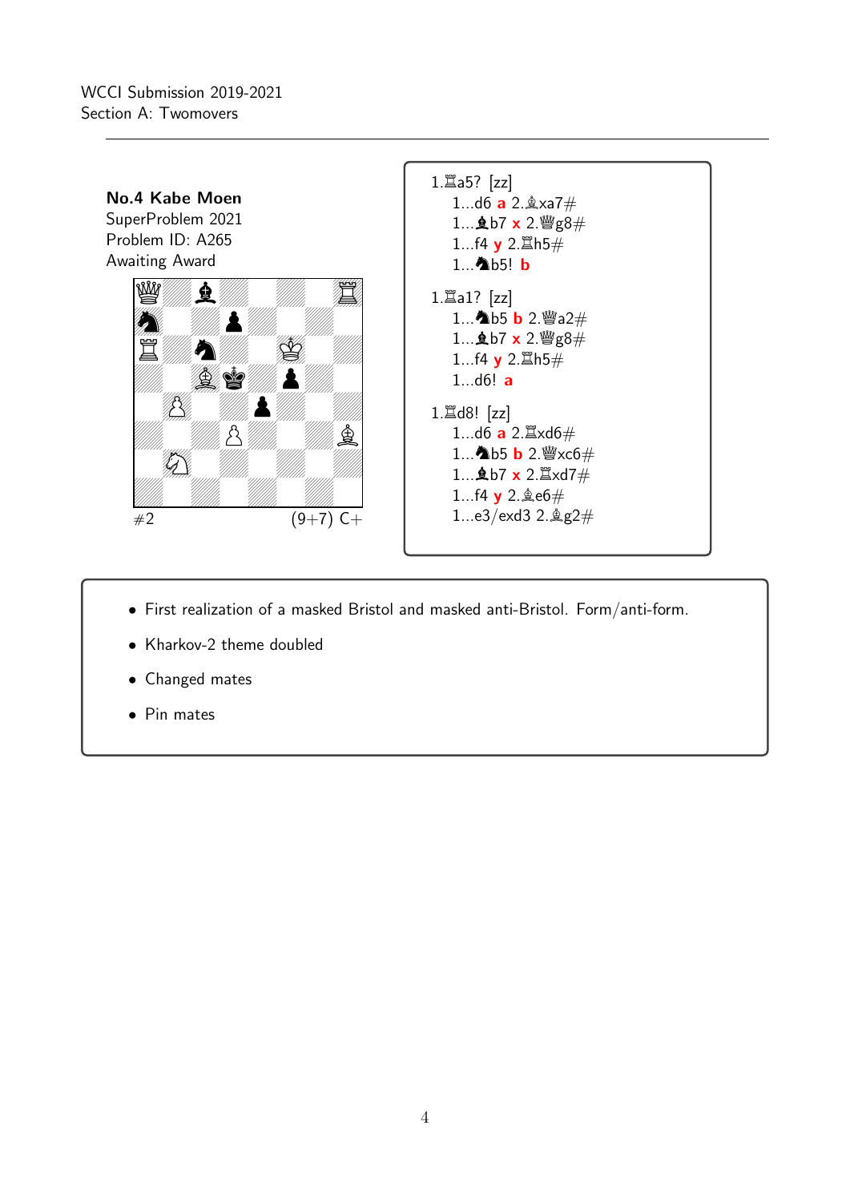WCCI Submission 2019-2021
Section A: Twomovers

**No.4 Kabe Moen**
SuperProblem 2021
Problem ID: A265
Awaiting Award

#2 (9+7) C+

1.♖a5? [zz]
1...d6 **a** 2.♗xa7#
1...♝b7 **x** 2.♕g8#
1...f4 **y** 2.♖h5#
1...♞b5! **b**

1.♖a1? [zz]
1...♞b5 **b** 2.♕a2#
1...♝b7 **x** 2.♕g8#
1...f4 **y** 2.♖h5#
1...d6! **a**

1.♖d8! [zz]
1...d6 **a** 2.♖xd6#
1...♞b5 **b** 2.♕xc6#
1...♝b7 **x** 2.♖xd7#
1...f4 **y** 2.♗e6#
1...e3/exd3 2.♗g2#

- First realization of a masked Bristol and masked anti-Bristol. Form/anti-form.
- Kharkov-2 theme doubled
- Changed mates
- Pin mates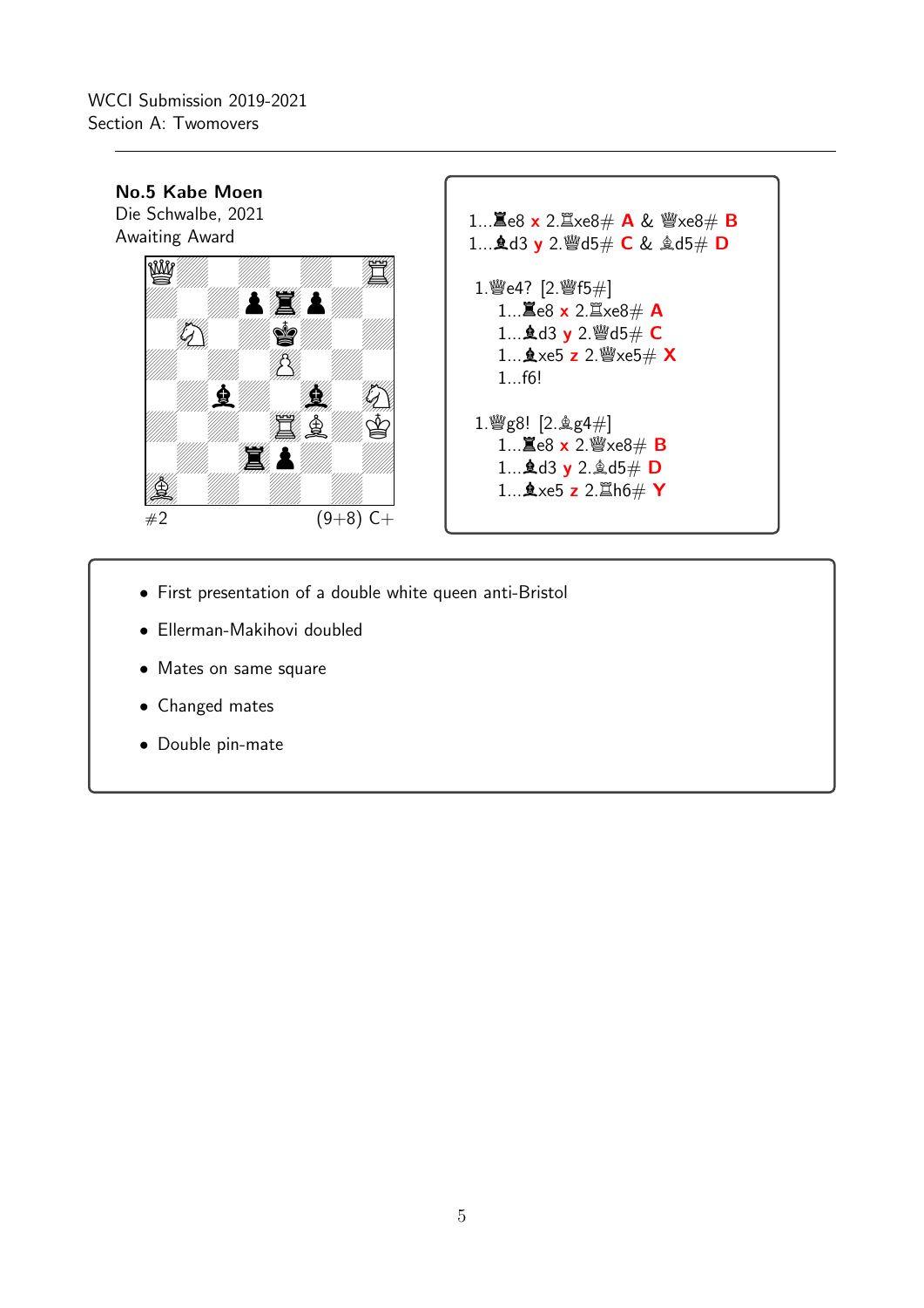WCCI Submission 2019-2021
Section A: Twomovers

**No.5 Kabe Moen**
Die Schwalbe, 2021
Awaiting Award

#2 (9+8) C+

1...♜e8 **x** 2.♖xe8# **A** & ♕xe8# **B**
1...♝d3 **y** 2.♕d5# **C** & ♗d5# **D**

1.♕e4? [2.♕f5#]
1...♜e8 **x** 2.♖xe8# **A**
1...♝d3 **y** 2.♕d5# **C**
1...♝xe5 **z** 2.♕xe5# **X**
1...f6!

1.♕g8! [2.♗g4#]
1...♜e8 **x** 2.♕xe8# **B**
1...♝d3 **y** 2.♗d5# **D**
1...♝xe5 **z** 2.♖h6# **Y**

- First presentation of a double white queen anti-Bristol
- Ellerman-Makihovi doubled
- Mates on same square
- Changed mates
- Double pin-mate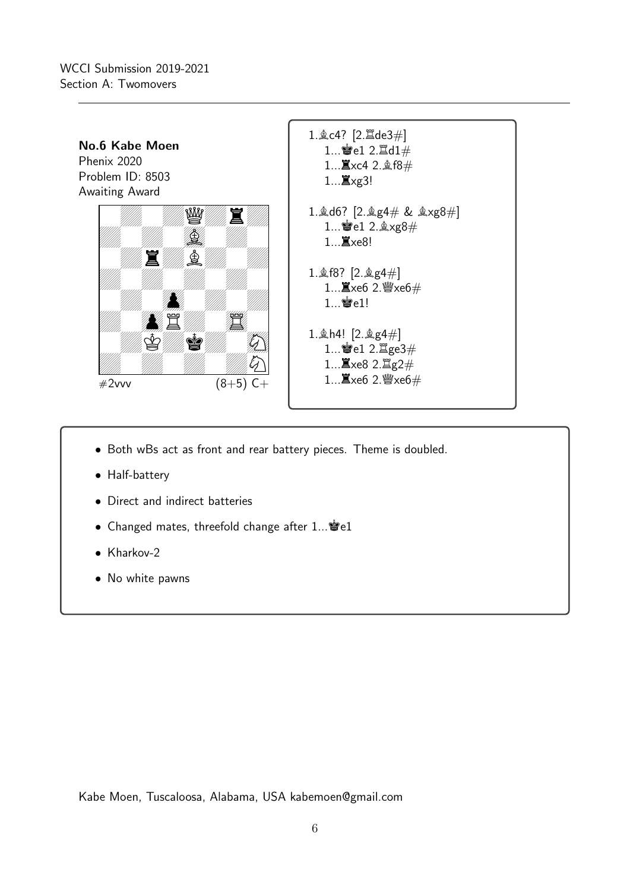WCCI Submission 2019-2021
Section A: Twomovers

**No.6 Kabe Moen**
Phenix 2020
Problem ID: 8503
Awaiting Award

#2vvv (8+5) C+

1.♗c4? [2.♖de3#]
1...♚e1 2.♖d1#
1...♜xc4 2.♗f8#
1...♜xg3!

1.♗d6? [2.♗g4# & ♗xg8#]
1...♚e1 2.♗xg8#
1...♜xe8!

1.♗f8? [2.♗g4#]
1...♜xe6 2.♕xe6#
1...♚e1!

1.♗h4! [2.♗g4#]
1...♚e1 2.♖ge3#
1...♜xe8 2.♖g2#
1...♜xe6 2.♕xe6#

- Both wBs act as front and rear battery pieces. Theme is doubled.
- Half-battery
- Direct and indirect batteries
- Changed mates, threefold change after 1...♚e1
- Kharkov-2
- No white pawns

Kabe Moen, Tuscaloosa, Alabama, USA kabemoen@gmail.com